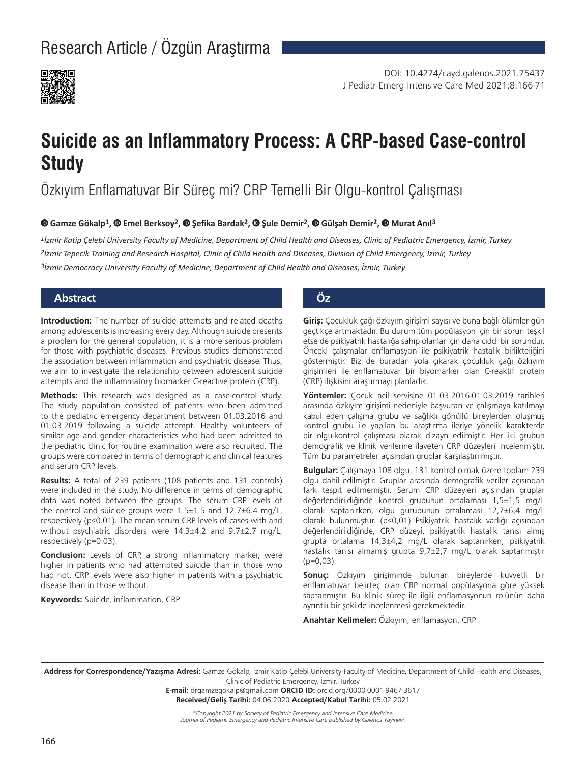Research Article / Özgün Araştırma

DOI: 10.4274/cayd.galenos.2021.75437

# Suicide as an Inflammatory Process: A CRP-based Case-control Study

## Özkıyım Enflamatuvar Bir Süreç mi? CRP Temelli Bir Olgu-kontrol Çalışması

**Gamze Gökalp[1], Emel Berksoy[2], Şefika Bardak[2], Şule Demir[2], Gülşah Demir[2], Murat Anıl[3]**

*[1]İzmir Katip Çelebi University Faculty of Medicine, Department of Child Health and Diseases, Clinic of Pediatric Emergency, İzmir, Turkey*
*[2]İzmir Tepecik Training and Research Hospital, Clinic of Child Health and Diseases, Division of Child Emergency, İzmir, Turkey*
*[3]İzmir Democracy University Faculty of Medicine, Department of Child Health and Diseases, İzmir, Turkey*

## Abstract

**Introduction:** The number of suicide attempts and related deaths among adolescents is increasing every day. Although suicide presents a problem for the general population, it is a more serious problem for those with psychiatric diseases. Previous studies demonstrated the association between inflammation and psychiatric disease. Thus, we aim to investigate the relationship between adolescent suicide attempts and the inflammatory biomarker C-reactive protein (CRP).

**Methods:** This research was designed as a case-control study. The study population consisted of patients who been admitted to the pediatric emergency department between 01.03.2016 and 01.03.2019 following a suicide attempt. Healthy volunteers of similar age and gender characteristics who had been admitted to the pediatric clinic for routine examination were also recruited. The groups were compared in terms of demographic and clinical features and serum CRP levels.

**Results:** A total of 239 patients (108 patients and 131 controls) were included in the study. No difference in terms of demographic data was noted between the groups. The serum CRP levels of the control and suicide groups were 1.5±1.5 and 12.7±6.4 mg/L, respectively ($p<0.01$). The mean serum CRP levels of cases with and without psychiatric disorders were 14.3±4.2 and 9.7±2.7 mg/L, respectively ($p=0.03$).

**Conclusion:** Levels of CRP, a strong inflammatory marker, were higher in patients who had attempted suicide than in those who had not. CRP levels were also higher in patients with a psychiatric disease than in those without.

**Keywords:** Suicide, inflammation, CRP

## Öz

**Giriş:** Çocukluk çağı özkıyım girişimi sayısı ve buna bağlı ölümler gün geçtikçe artmaktadır. Bu durum tüm popülasyon için bir sorun teşkil etse de psikiyatrik hastalığa sahip olanlar için daha ciddi bir sorundur. Önceki çalışmalar enflamasyon ile psikiyatrik hastalık birlikteliğini göstermiştir. Biz de buradan yola çıkarak çocukluk çağı özkıyım girişimleri ile enflamatuvar bir biyomarker olan C-reaktif protein (CRP) ilişkisini araştırmayı planladık.

**Yöntemler:** Çocuk acil servisine 01.03.2016-01.03.2019 tarihleri arasında özkıyım girişimi nedeniyle başvuran ve çalışmaya katılmayı kabul eden çalışma grubu ve sağlıklı gönüllü bireylerden oluşmuş kontrol grubu ile yapılan bu araştırma ileriye yönelik karakterde bir olgu-kontrol çalışması olarak dizayn edilmiştir. Her iki grubun demografik ve klinik verilerine ilaveten CRP düzeyleri incelenmiştir. Tüm bu parametreler açısından gruplar karşılaştırılmıştır.

**Bulgular:** Çalışmaya 108 olgu, 131 kontrol olmak üzere toplam 239 olgu dahil edilmiştir. Gruplar arasında demografik veriler açısından fark tespit edilmemiştir. Serum CRP düzeyleri açısından gruplar değerlendirildiğinde kontrol grubunun ortalaması 1,5±1,5 mg/L olarak saptanırken, olgu gurubunun ortalaması 12,7±6,4 mg/L olarak bulunmuştur. ($p<0,01$) Psikiyatrik hastalık varlığı açısından değerlendirildiğinde, CRP düzeyi, psikiyatrik hastalık tanısı almış grupta ortalama 14,3±4,2 mg/L olarak saptanırken, psikiyatrik hastalık tanısı almamış grupta 9,7±2,7 mg/L olarak saptanmıştır ($p=0,03$).

**Sonuç:** Özkıyım girişiminde bulunan bireylerde kuvvetli bir enflamatuvar belirteç olan CRP normal popülasyona göre yüksek saptanmıştır. Bu klinik süreç ile ilgili enflamasyonun rolünün daha ayrıntılı bir şekilde incelenmesi gerekmektedir.

**Anahtar Kelimeler:** Özkıyım, enflamasyon, CRP

---

**Address for Correspondence/Yazışma Adresi:** Gamze Gökalp, İzmir Katip Çelebi University Faculty of Medicine, Department of Child Health and Diseases, Clinic of Pediatric Emergency, İzmir, Turkey
**E-mail:** drgamzegokalp@gmail.com **ORCID ID:** orcid.org/0000-0001-9467-3617
**Received/Geliş Tarihi:** 04.06.2020 **Accepted/Kabul Tarihi:** 05.02.2021

*©Copyright 2021 by Society of Pediatric Emergency and Intensive Care Medicine*
*Journal of Pediatric Emergency and Pediatric Intensive Care published by Galenos Yayınevi.*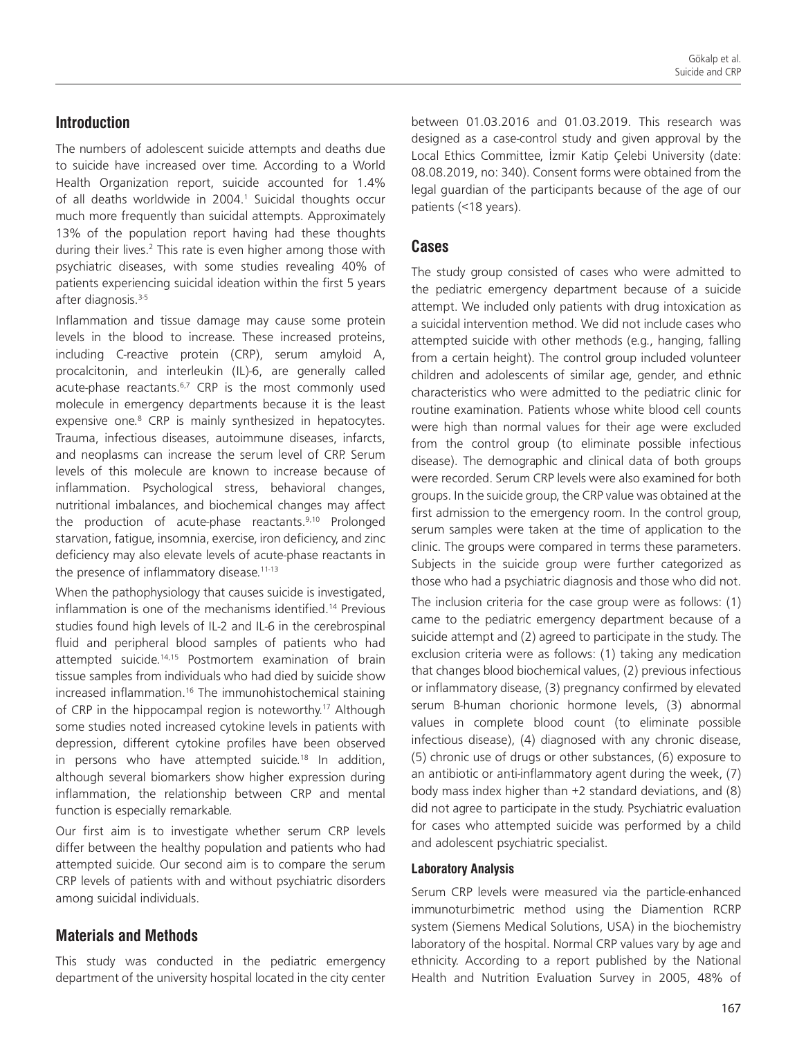## Introduction

The numbers of adolescent suicide attempts and deaths due to suicide have increased over time. According to a World Health Organization report, suicide accounted for 1.4% of all deaths worldwide in 2004.[1] Suicidal thoughts occur much more frequently than suicidal attempts. Approximately 13% of the population report having had these thoughts during their lives.[2] This rate is even higher among those with psychiatric diseases, with some studies revealing 40% of patients experiencing suicidal ideation within the first 5 years after diagnosis.[3-5]

Inflammation and tissue damage may cause some protein levels in the blood to increase. These increased proteins, including C-reactive protein (CRP), serum amyloid A, procalcitonin, and interleukin (IL)-6, are generally called acute-phase reactants.[6,7] CRP is the most commonly used molecule in emergency departments because it is the least expensive one.[8] CRP is mainly synthesized in hepatocytes. Trauma, infectious diseases, autoimmune diseases, infarcts, and neoplasms can increase the serum level of CRP. Serum levels of this molecule are known to increase because of inflammation. Psychological stress, behavioral changes, nutritional imbalances, and biochemical changes may affect the production of acute-phase reactants.[9,10] Prolonged starvation, fatigue, insomnia, exercise, iron deficiency, and zinc deficiency may also elevate levels of acute-phase reactants in the presence of inflammatory disease.[11-13]

When the pathophysiology that causes suicide is investigated, inflammation is one of the mechanisms identified.[14] Previous studies found high levels of IL-2 and IL-6 in the cerebrospinal fluid and peripheral blood samples of patients who had attempted suicide.[14,15] Postmortem examination of brain tissue samples from individuals who had died by suicide show increased inflammation.[16] The immunohistochemical staining of CRP in the hippocampal region is noteworthy.[17] Although some studies noted increased cytokine levels in patients with depression, different cytokine profiles have been observed in persons who have attempted suicide.[18] In addition, although several biomarkers show higher expression during inflammation, the relationship between CRP and mental function is especially remarkable.

Our first aim is to investigate whether serum CRP levels differ between the healthy population and patients who had attempted suicide. Our second aim is to compare the serum CRP levels of patients with and without psychiatric disorders among suicidal individuals.

## Materials and Methods

This study was conducted in the pediatric emergency department of the university hospital located in the city center between 01.03.2016 and 01.03.2019. This research was designed as a case-control study and given approval by the Local Ethics Committee, İzmir Katip Çelebi University (date: 08.08.2019, no: 340). Consent forms were obtained from the legal guardian of the participants because of the age of our patients (<18 years).

## Cases

The study group consisted of cases who were admitted to the pediatric emergency department because of a suicide attempt. We included only patients with drug intoxication as a suicidal intervention method. We did not include cases who attempted suicide with other methods (e.g., hanging, falling from a certain height). The control group included volunteer children and adolescents of similar age, gender, and ethnic characteristics who were admitted to the pediatric clinic for routine examination. Patients whose white blood cell counts were high than normal values for their age were excluded from the control group (to eliminate possible infectious disease). The demographic and clinical data of both groups were recorded. Serum CRP levels were also examined for both groups. In the suicide group, the CRP value was obtained at the first admission to the emergency room. In the control group, serum samples were taken at the time of application to the clinic. The groups were compared in terms these parameters. Subjects in the suicide group were further categorized as those who had a psychiatric diagnosis and those who did not.

The inclusion criteria for the case group were as follows: (1) came to the pediatric emergency department because of a suicide attempt and (2) agreed to participate in the study. The exclusion criteria were as follows: (1) taking any medication that changes blood biochemical values, (2) previous infectious or inflammatory disease, (3) pregnancy confirmed by elevated serum B-human chorionic hormone levels, (4) abnormal values in complete blood count (to eliminate possible infectious disease), (4) diagnosed with any chronic disease, (5) chronic use of drugs or other substances, (6) exposure to an antibiotic or anti-inflammatory agent during the week, (7) body mass index higher than +2 standard deviations, and (8) did not agree to participate in the study. Psychiatric evaluation for cases who attempted suicide was performed by a child and adolescent psychiatric specialist.

### Laboratory Analysis

Serum CRP levels were measured via the particle-enhanced immunoturbimetric method using the Diamention RCRP system (Siemens Medical Solutions, USA) in the biochemistry laboratory of the hospital. Normal CRP values vary by age and ethnicity. According to a report published by the National Health and Nutrition Evaluation Survey in 2005, 48% of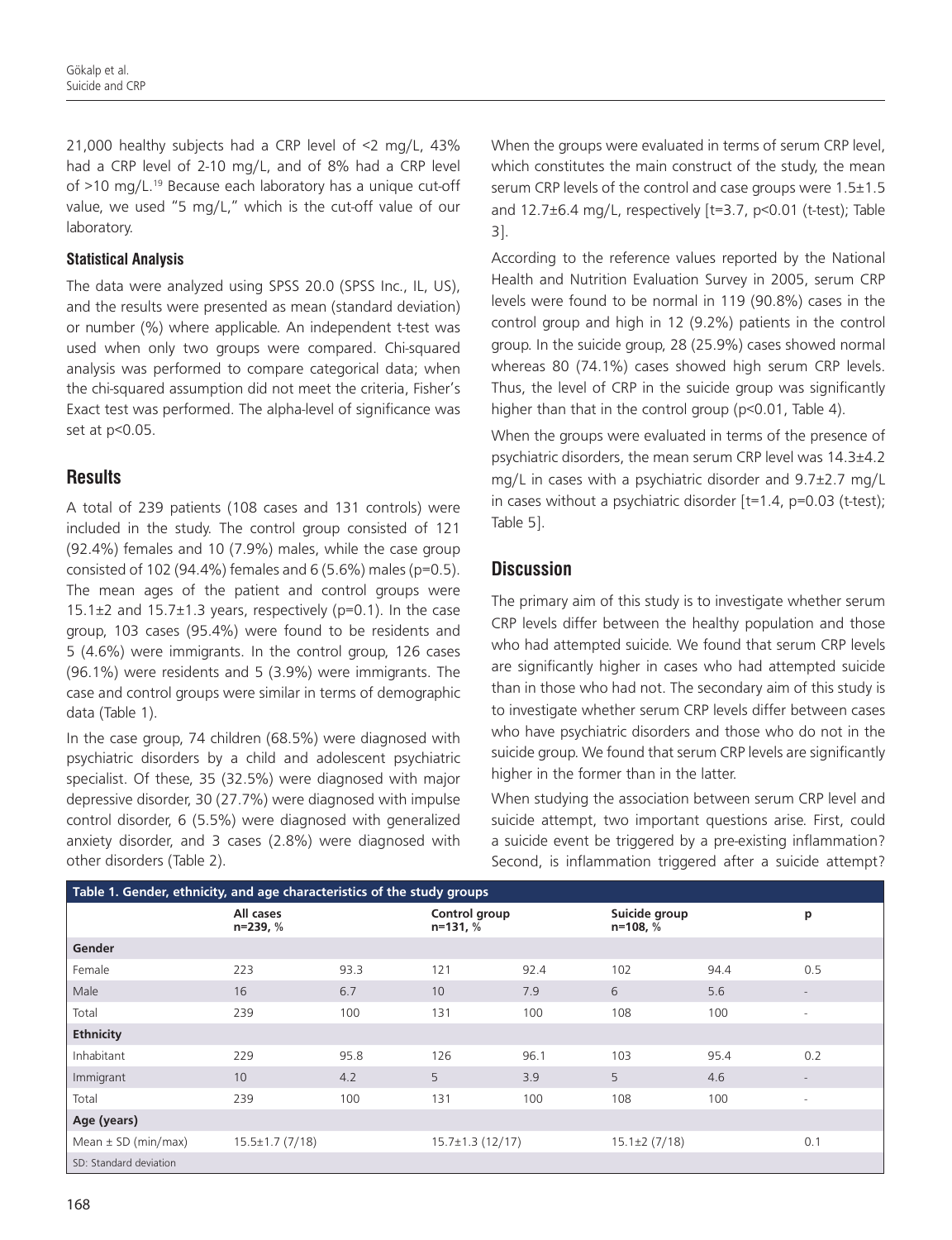21,000 healthy subjects had a CRP level of <2 mg/L, 43% had a CRP level of 2-10 mg/L, and of 8% had a CRP level of >10 mg/L.[19] Because each laboratory has a unique cut-off value, we used "5 mg/L," which is the cut-off value of our laboratory.

### Statistical Analysis

The data were analyzed using SPSS 20.0 (SPSS Inc., IL, US), and the results were presented as mean (standard deviation) or number (%) where applicable. An independent t-test was used when only two groups were compared. Chi-squared analysis was performed to compare categorical data; when the chi-squared assumption did not meet the criteria, Fisher's Exact test was performed. The alpha-level of significance was set at $p<0.05$.

## Results

A total of 239 patients (108 cases and 131 controls) were included in the study. The control group consisted of 121 (92.4%) females and 10 (7.9%) males, while the case group consisted of 102 (94.4%) females and 6 (5.6%) males ($p=0.5$). The mean ages of the patient and control groups were 15.1±2 and 15.7±1.3 years, respectively ($p=0.1$). In the case group, 103 cases (95.4%) were found to be residents and 5 (4.6%) were immigrants. In the control group, 126 cases (96.1%) were residents and 5 (3.9%) were immigrants. The case and control groups were similar in terms of demographic data (Table 1).

In the case group, 74 children (68.5%) were diagnosed with psychiatric disorders by a child and adolescent psychiatric specialist. Of these, 35 (32.5%) were diagnosed with major depressive disorder, 30 (27.7%) were diagnosed with impulse control disorder, 6 (5.5%) were diagnosed with generalized anxiety disorder, and 3 cases (2.8%) were diagnosed with other disorders (Table 2).

When the groups were evaluated in terms of serum CRP level, which constitutes the main construct of the study, the mean serum CRP levels of the control and case groups were 1.5±1.5 and 12.7±6.4 mg/L, respectively [$t=3.7$, $p<0.01$ (t-test); Table 3].

According to the reference values reported by the National Health and Nutrition Evaluation Survey in 2005, serum CRP levels were found to be normal in 119 (90.8%) cases in the control group and high in 12 (9.2%) patients in the control group. In the suicide group, 28 (25.9%) cases showed normal whereas 80 (74.1%) cases showed high serum CRP levels. Thus, the level of CRP in the suicide group was significantly higher than that in the control group ($p<0.01$, Table 4).

When the groups were evaluated in terms of the presence of psychiatric disorders, the mean serum CRP level was 14.3±4.2 mg/L in cases with a psychiatric disorder and 9.7±2.7 mg/L in cases without a psychiatric disorder [$t=1.4$, $p=0.03$ (t-test); Table 5].

## Discussion

The primary aim of this study is to investigate whether serum CRP levels differ between the healthy population and those who had attempted suicide. We found that serum CRP levels are significantly higher in cases who had attempted suicide than in those who had not. The secondary aim of this study is to investigate whether serum CRP levels differ between cases who have psychiatric disorders and those who do not in the suicide group. We found that serum CRP levels are significantly higher in the former than in the latter.

When studying the association between serum CRP level and suicide attempt, two important questions arise. First, could a suicide event be triggered by a pre-existing inflammation? Second, is inflammation triggered after a suicide attempt?

**Table 1. Gender, ethnicity, and age characteristics of the study groups**

| | All cases n=239, % | | Control group n=131, % | | Suicide group n=108, % | | p |
|---|---|---|---|---|---|---|---|
| **Gender** | | | | | | | |
| Female | 223 | 93.3 | 121 | 92.4 | 102 | 94.4 | 0.5 |
| Male | 16 | 6.7 | 10 | 7.9 | 6 | 5.6 | - |
| Total | 239 | 100 | 131 | 100 | 108 | 100 | - |
| **Ethnicity** | | | | | | | |
| Inhabitant | 229 | 95.8 | 126 | 96.1 | 103 | 95.4 | 0.2 |
| Immigrant | 10 | 4.2 | 5 | 3.9 | 5 | 4.6 | - |
| Total | 239 | 100 | 131 | 100 | 108 | 100 | - |
| **Age (years)** | | | | | | | |
| Mean ± SD (min/max) | 15.5±1.7 (7/18) | | 15.7±1.3 (12/17) | | 15.1±2 (7/18) | | 0.1 |

SD: Standard deviation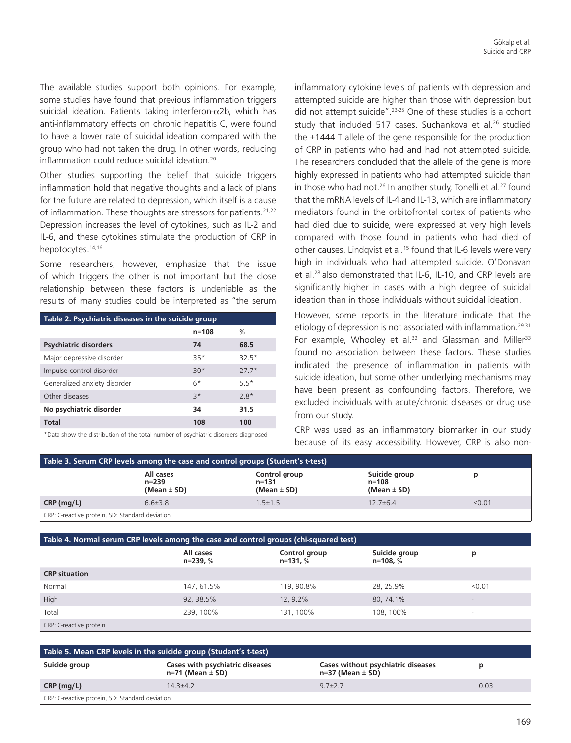The available studies support both opinions. For example, some studies have found that previous inflammation triggers suicidal ideation. Patients taking interferon-$\alpha$2b, which has anti-inflammatory effects on chronic hepatitis C, were found to have a lower rate of suicidal ideation compared with the group who had not taken the drug. In other words, reducing inflammation could reduce suicidal ideation.[20]

Other studies supporting the belief that suicide triggers inflammation hold that negative thoughts and a lack of plans for the future are related to depression, which itself is a cause of inflammation. These thoughts are stressors for patients.[21,22] Depression increases the level of cytokines, such as IL-2 and IL-6, and these cytokines stimulate the production of CRP in hepotocytes.[14,16]

Some researchers, however, emphasize that the issue of which triggers the other is not important but the close relationship between these factors is undeniable as the results of many studies could be interpreted as "the serum inflammatory cytokine levels of patients with depression and attempted suicide are higher than those with depression but did not attempt suicide".[23-25] One of these studies is a cohort study that included 517 cases. Suchankova et al.[26] studied the +1444 T allele of the gene responsible for the production of CRP in patients who had and had not attempted suicide. The researchers concluded that the allele of the gene is more highly expressed in patients who had attempted suicide than in those who had not.[26] In another study, Tonelli et al.[27] found that the mRNA levels of IL-4 and IL-13, which are inflammatory mediators found in the orbitofrontal cortex of patients who had died due to suicide, were expressed at very high levels compared with those found in patients who had died of other causes. Lindqvist et al.[15] found that IL-6 levels were very high in individuals who had attempted suicide. O'Donavan et al.[28] also demonstrated that IL-6, IL-10, and CRP levels are significantly higher in cases with a high degree of suicidal ideation than in those individuals without suicidal ideation.

However, some reports in the literature indicate that the etiology of depression is not associated with inflammation.[29-31] For example, Whooley et al.[32] and Glassman and Miller[33] found no association between these factors. These studies indicated the presence of inflammation in patients with suicide ideation, but some other underlying mechanisms may have been present as confounding factors. Therefore, we excluded individuals with acute/chronic diseases or drug use from our study.

CRP was used as an inflammatory biomarker in our study because of its easy accessibility. However, CRP is also non-

**Table 2. Psychiatric diseases in the suicide group**

| | n=108 | % |
|---|---|---|
| **Psychiatric disorders** | **74** | **68.5** |
| Major depressive disorder | 35* | 32.5* |
| Impulse control disorder | 30* | 27.7* |
| Generalized anxiety disorder | 6* | 5.5* |
| Other diseases | 3* | 2.8* |
| **No psychiatric disorder** | **34** | **31.5** |
| **Total** | **108** | **100** |

*Data show the distribution of the total number of psychiatric disorders diagnosed

**Table 3. Serum CRP levels among the case and control groups (Student's t-test)**

| | All cases n=239 (Mean ± SD) | Control group n=131 (Mean ± SD) | Suicide group n=108 (Mean ± SD) | p |
|---|---|---|---|---|
| **CRP (mg/L)** | 6.6±3.8 | 1.5±1.5 | 12.7±6.4 | <0.01 |

CRP: C-reactive protein, SD: Standard deviation

**Table 4. Normal serum CRP levels among the case and control groups (chi-squared test)**

| | All cases n=239, % | Control group n=131, % | Suicide group n=108, % | p |
|---|---|---|---|---|
| **CRP situation** | | | | |
| Normal | 147, 61.5% | 119, 90.8% | 28, 25.9% | <0.01 |
| High | 92, 38.5% | 12, 9.2% | 80, 74.1% | - |
| Total | 239, 100% | 131, 100% | 108, 100% | - |

CRP: C-reactive protein

**Table 5. Mean CRP levels in the suicide group (Student's t-test)**

| Suicide group | Cases with psychiatric diseases n=71 (Mean ± SD) | Cases without psychiatric diseases n=37 (Mean ± SD) | p |
|---|---|---|---|
| **CRP (mg/L)** | 14.3±4.2 | 9.7±2.7 | 0.03 |

CRP: C-reactive protein, SD: Standard deviation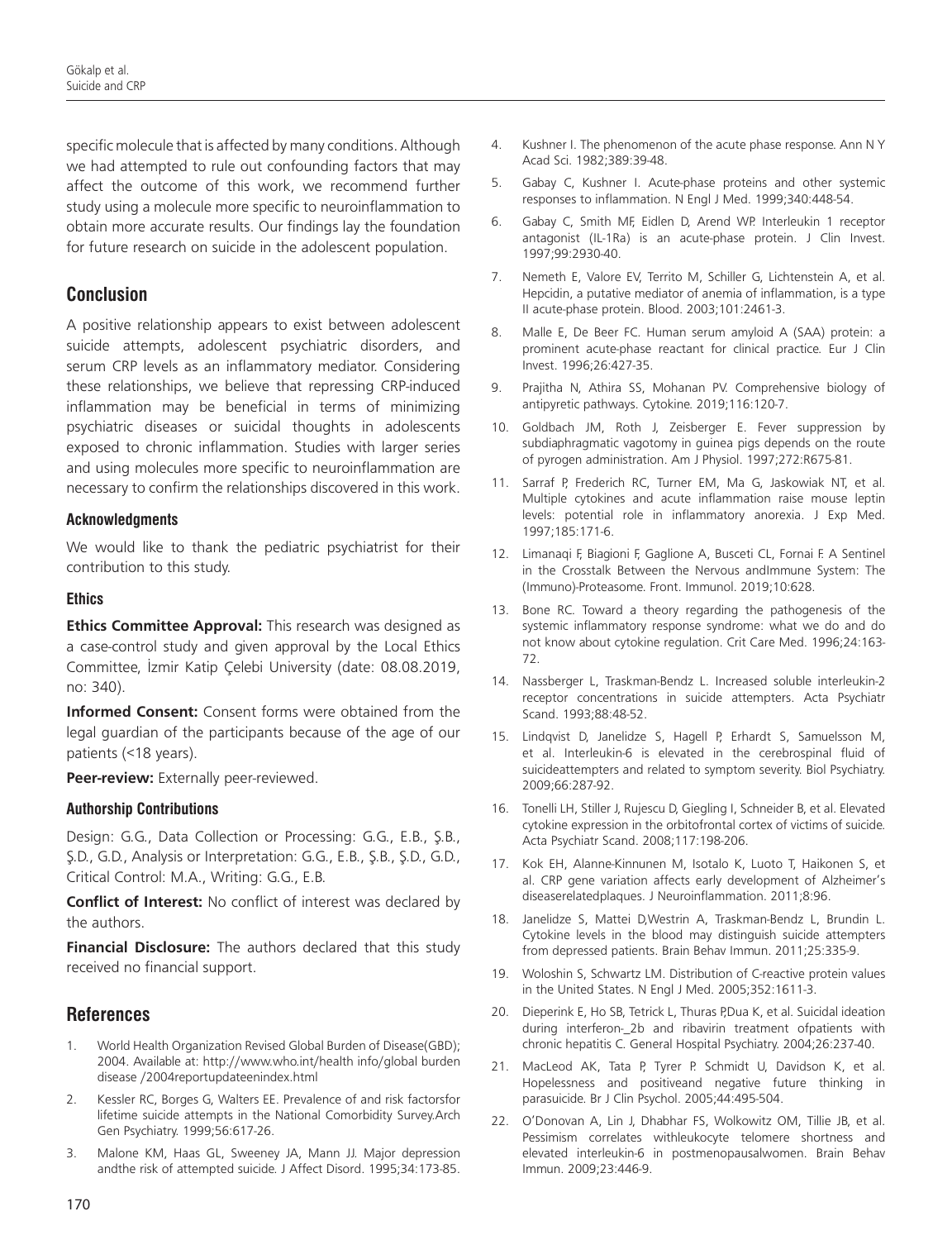specific molecule that is affected by many conditions. Although we had attempted to rule out confounding factors that may affect the outcome of this work, we recommend further study using a molecule more specific to neuroinflammation to obtain more accurate results. Our findings lay the foundation for future research on suicide in the adolescent population.

## Conclusion

A positive relationship appears to exist between adolescent suicide attempts, adolescent psychiatric disorders, and serum CRP levels as an inflammatory mediator. Considering these relationships, we believe that repressing CRP-induced inflammation may be beneficial in terms of minimizing psychiatric diseases or suicidal thoughts in adolescents exposed to chronic inflammation. Studies with larger series and using molecules more specific to neuroinflammation are necessary to confirm the relationships discovered in this work.

### Acknowledgments

We would like to thank the pediatric psychiatrist for their contribution to this study.

### Ethics

**Ethics Committee Approval:** This research was designed as a case-control study and given approval by the Local Ethics Committee, İzmir Katip Çelebi University (date: 08.08.2019, no: 340).

**Informed Consent:** Consent forms were obtained from the legal guardian of the participants because of the age of our patients (<18 years).

**Peer-review:** Externally peer-reviewed.

### Authorship Contributions

Design: G.G., Data Collection or Processing: G.G., E.B., Ş.B., Ş.D., G.D., Analysis or Interpretation: G.G., E.B., Ş.B., Ş.D., G.D., Critical Control: M.A., Writing: G.G., E.B.

**Conflict of Interest:** No conflict of interest was declared by the authors.

**Financial Disclosure:** The authors declared that this study received no financial support.

## References

1. World Health Organization Revised Global Burden of Disease(GBD); 2004. Available at: http://www.who.int/health info/global burden disease /2004reportupdateenindex.html
2. Kessler RC, Borges G, Walters EE. Prevalence of and risk factorsfor lifetime suicide attempts in the National Comorbidity Survey.Arch Gen Psychiatry. 1999;56:617-26.
3. Malone KM, Haas GL, Sweeney JA, Mann JJ. Major depression andthe risk of attempted suicide. J Affect Disord. 1995;34:173-85.
4. Kushner I. The phenomenon of the acute phase response. Ann N Y Acad Sci. 1982;389:39-48.
5. Gabay C, Kushner I. Acute-phase proteins and other systemic responses to inflammation. N Engl J Med. 1999;340:448-54.
6. Gabay C, Smith MF, Eidlen D, Arend WP. Interleukin 1 receptor antagonist (IL-1Ra) is an acute-phase protein. J Clin Invest. 1997;99:2930-40.
7. Nemeth E, Valore EV, Territo M, Schiller G, Lichtenstein A, et al. Hepcidin, a putative mediator of anemia of inflammation, is a type II acute-phase protein. Blood. 2003;101:2461-3.
8. Malle E, De Beer FC. Human serum amyloid A (SAA) protein: a prominent acute-phase reactant for clinical practice. Eur J Clin Invest. 1996;26:427-35.
9. Prajitha N, Athira SS, Mohanan PV. Comprehensive biology of antipyretic pathways. Cytokine. 2019;116:120-7.
10. Goldbach JM, Roth J, Zeisberger E. Fever suppression by subdiaphragmatic vagotomy in guinea pigs depends on the route of pyrogen administration. Am J Physiol. 1997;272:R675-81.
11. Sarraf P, Frederich RC, Turner EM, Ma G, Jaskowiak NT, et al. Multiple cytokines and acute inflammation raise mouse leptin levels: potential role in inflammatory anorexia. J Exp Med. 1997;185:171-6.
12. Limanaqi F, Biagioni F, Gaglione A, Busceti CL, Fornai F. A Sentinel in the Crosstalk Between the Nervous andImmune System: The (Immuno)-Proteasome. Front. Immunol. 2019;10:628.
13. Bone RC. Toward a theory regarding the pathogenesis of the systemic inflammatory response syndrome: what we do and do not know about cytokine regulation. Crit Care Med. 1996;24:163-72.
14. Nassberger L, Traskman-Bendz L. Increased soluble interleukin-2 receptor concentrations in suicide attempters. Acta Psychiatr Scand. 1993;88:48-52.
15. Lindqvist D, Janelidze S, Hagell P, Erhardt S, Samuelsson M, et al. Interleukin-6 is elevated in the cerebrospinal fluid of suicideattempters and related to symptom severity. Biol Psychiatry. 2009;66:287-92.
16. Tonelli LH, Stiller J, Rujescu D, Giegling I, Schneider B, et al. Elevated cytokine expression in the orbitofrontal cortex of victims of suicide. Acta Psychiatr Scand. 2008;117:198-206.
17. Kok EH, Alanne-Kinnunen M, Isotalo K, Luoto T, Haikonen S, et al. CRP gene variation affects early development of Alzheimer's diseaserelatedplaques. J Neuroinflammation. 2011;8:96.
18. Janelidze S, Mattei D,Westrin A, Traskman-Bendz L, Brundin L. Cytokine levels in the blood may distinguish suicide attempters from depressed patients. Brain Behav Immun. 2011;25:335-9.
19. Woloshin S, Schwartz LM. Distribution of C-reactive protein values in the United States. N Engl J Med. 2005;352:1611-3.
20. Dieperink E, Ho SB, Tetrick L, Thuras P,Dua K, et al. Suicidal ideation during interferon-_2b and ribavirin treatment ofpatients with chronic hepatitis C. General Hospital Psychiatry. 2004;26:237-40.
21. MacLeod AK, Tata P, Tyrer P. Schmidt U, Davidson K, et al. Hopelessness and positiveand negative future thinking in parasuicide. Br J Clin Psychol. 2005;44:495-504.
22. O'Donovan A, Lin J, Dhabhar FS, Wolkowitz OM, Tillie JB, et al. Pessimism correlates withleukocyte telomere shortness and elevated interleukin-6 in postmenopausalwomen. Brain Behav Immun. 2009;23:446-9.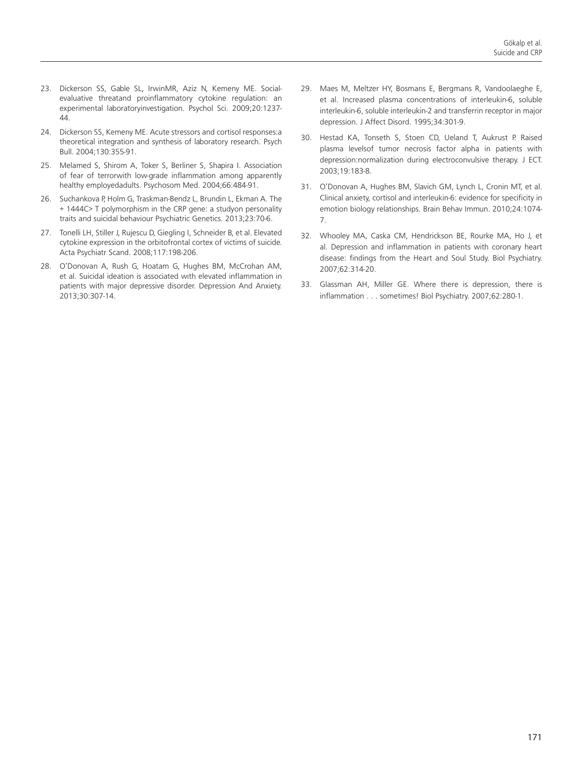23. Dickerson SS, Gable SL, IrwinMR, Aziz N, Kemeny ME. Social-evaluative threatand proinflammatory cytokine regulation: an experimental laboratoryinvestigation. Psychol Sci. 2009;20:1237-44.
24. Dickerson SS, Kemeny ME. Acute stressors and cortisol responses:a theoretical integration and synthesis of laboratory research. Psych Bull. 2004;130:355-91.
25. Melamed S, Shirom A, Toker S, Berliner S, Shapira I. Association of fear of terrorwith low-grade inflammation among apparently healthy employedadults. Psychosom Med. 2004;66:484-91.
26. Suchankova P, Holm G, Traskman-Bendz L, Brundin L, Ekman A. The + 1444C> T polymorphism in the CRP gene: a studyon personality traits and suicidal behaviour Psychiatric Genetics. 2013;23:70-6.
27. Tonelli LH, Stiller J, Rujescu D, Giegling I, Schneider B, et al. Elevated cytokine expression in the orbitofrontal cortex of victims of suicide. Acta Psychiatr Scand. 2008;117:198-206.
28. O'Donovan A, Rush G, Hoatam G, Hughes BM, McCrohan AM, et al. Suicidal ideation is associated wıth elevated inflammation in patients with major depressive disorder. Depression And Anxiety. 2013;30:307-14.
29. Maes M, Meltzer HY, Bosmans E, Bergmans R, Vandoolaeghe E, et al. Increased plasma concentrations of interleukin-6, soluble interleukin-6, soluble interleukin-2 and transferrin receptor in major depression. J Affect Disord. 1995;34:301-9.
30. Hestad KA, Tonseth S, Stoen CD, Ueland T, Aukrust P. Raised plasma levelsof tumor necrosis factor alpha in patients with depression:normalization during electroconvulsive therapy. J ECT. 2003;19:183-8.
31. O'Donovan A, Hughes BM, Slavich GM, Lynch L, Cronin MT, et al. Clinical anxiety, cortisol and interleukin-6: evidence for specificity in emotion biology relationships. Brain Behav Immun. 2010;24:1074-7.
32. Whooley MA, Caska CM, Hendrickson BE, Rourke MA, Ho J, et al. Depression and inflammation in patients with coronary heart disease: findings from the Heart and Soul Study. Biol Psychiatry. 2007;62:314-20.
33. Glassman AH, Miller GE. Where there is depression, there is inflammation . . . sometimes! Biol Psychiatry. 2007;62:280-1.